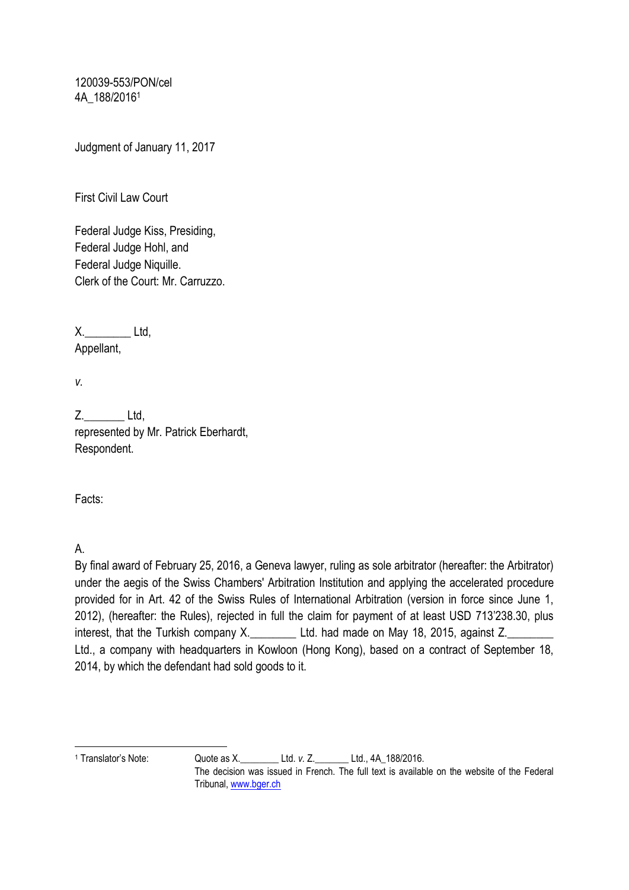120039-553/PON/cel
4A_188/2016[1]

Judgment of January 11, 2017

First Civil Law Court

Federal Judge Kiss, Presiding,
Federal Judge Hohl, and
Federal Judge Niquille.
Clerk of the Court: Mr. Carruzzo.

X.________ Ltd,
Appellant,

*v.*

Z._______ Ltd,
represented by Mr. Patrick Eberhardt,
Respondent.

Facts:

A.
By final award of February 25, 2016, a Geneva lawyer, ruling as sole arbitrator (hereafter: the Arbitrator) under the aegis of the Swiss Chambers' Arbitration Institution and applying the accelerated procedure provided for in Art. 42 of the Swiss Rules of International Arbitration (version in force since June 1, 2012), (hereafter: the Rules), rejected in full the claim for payment of at least USD 713'238.30, plus interest, that the Turkish company X.________ Ltd. had made on May 18, 2015, against Z.________ Ltd., a company with headquarters in Kowloon (Hong Kong), based on a contract of September 18, 2014, by which the defendant had sold goods to it.

---

[1] Translator's Note: Quote as X.________ Ltd. *v.* Z._______ Ltd., 4A_188/2016.
The decision was issued in French. The full text is available on the website of the Federal Tribunal, www.bger.ch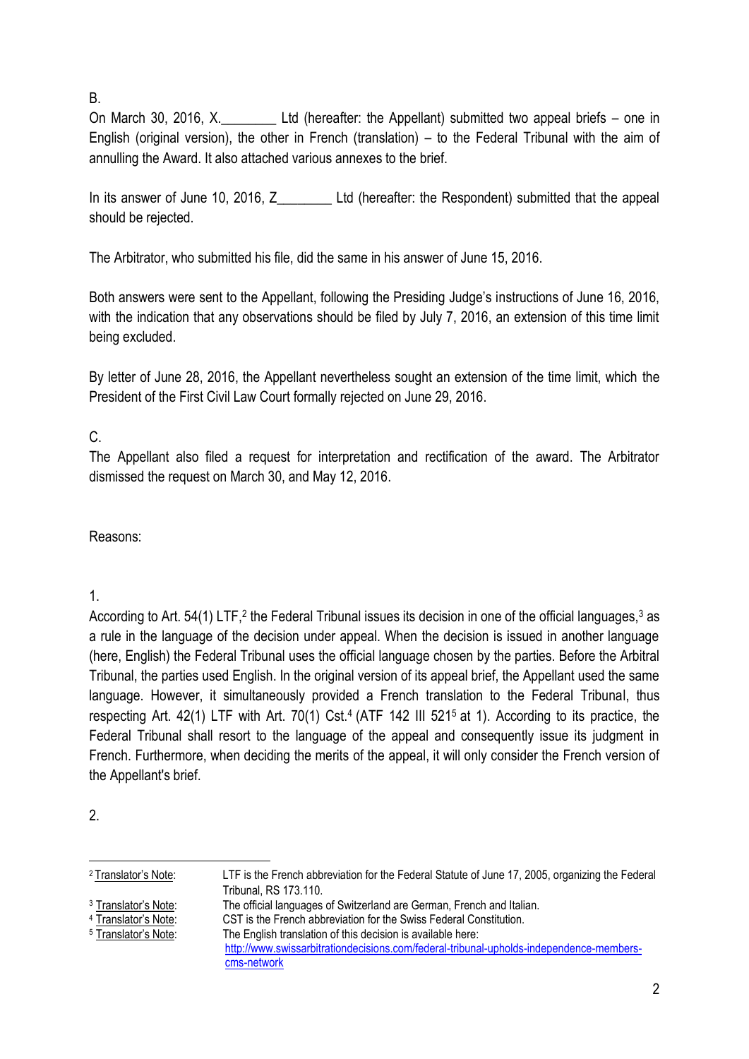B.

On March 30, 2016, X.________ Ltd (hereafter: the Appellant) submitted two appeal briefs – one in English (original version), the other in French (translation) – to the Federal Tribunal with the aim of annulling the Award. It also attached various annexes to the brief.

In its answer of June 10, 2016, Z________ Ltd (hereafter: the Respondent) submitted that the appeal should be rejected.

The Arbitrator, who submitted his file, did the same in his answer of June 15, 2016.

Both answers were sent to the Appellant, following the Presiding Judge's instructions of June 16, 2016, with the indication that any observations should be filed by July 7, 2016, an extension of this time limit being excluded.

By letter of June 28, 2016, the Appellant nevertheless sought an extension of the time limit, which the President of the First Civil Law Court formally rejected on June 29, 2016.

C.

The Appellant also filed a request for interpretation and rectification of the award. The Arbitrator dismissed the request on March 30, and May 12, 2016.

Reasons:

1.

According to Art. 54(1) LTF,[2] the Federal Tribunal issues its decision in one of the official languages,[3] as a rule in the language of the decision under appeal. When the decision is issued in another language (here, English) the Federal Tribunal uses the official language chosen by the parties. Before the Arbitral Tribunal, the parties used English. In the original version of its appeal brief, the Appellant used the same language. However, it simultaneously provided a French translation to the Federal Tribunal, thus respecting Art. 42(1) LTF with Art. 70(1) Cst.[4] (ATF 142 III 521[5] at 1). According to its practice, the Federal Tribunal shall resort to the language of the appeal and consequently issue its judgment in French. Furthermore, when deciding the merits of the appeal, it will only consider the French version of the Appellant's brief.

2.

---

[2] Translator's Note: LTF is the French abbreviation for the Federal Statute of June 17, 2005, organizing the Federal Tribunal, RS 173.110.

[3] Translator's Note: The official languages of Switzerland are German, French and Italian.

[4] Translator's Note: CST is the French abbreviation for the Swiss Federal Constitution.

[5] Translator's Note: The English translation of this decision is available here: http://www.swissarbitrationdecisions.com/federal-tribunal-upholds-independence-members-cms-network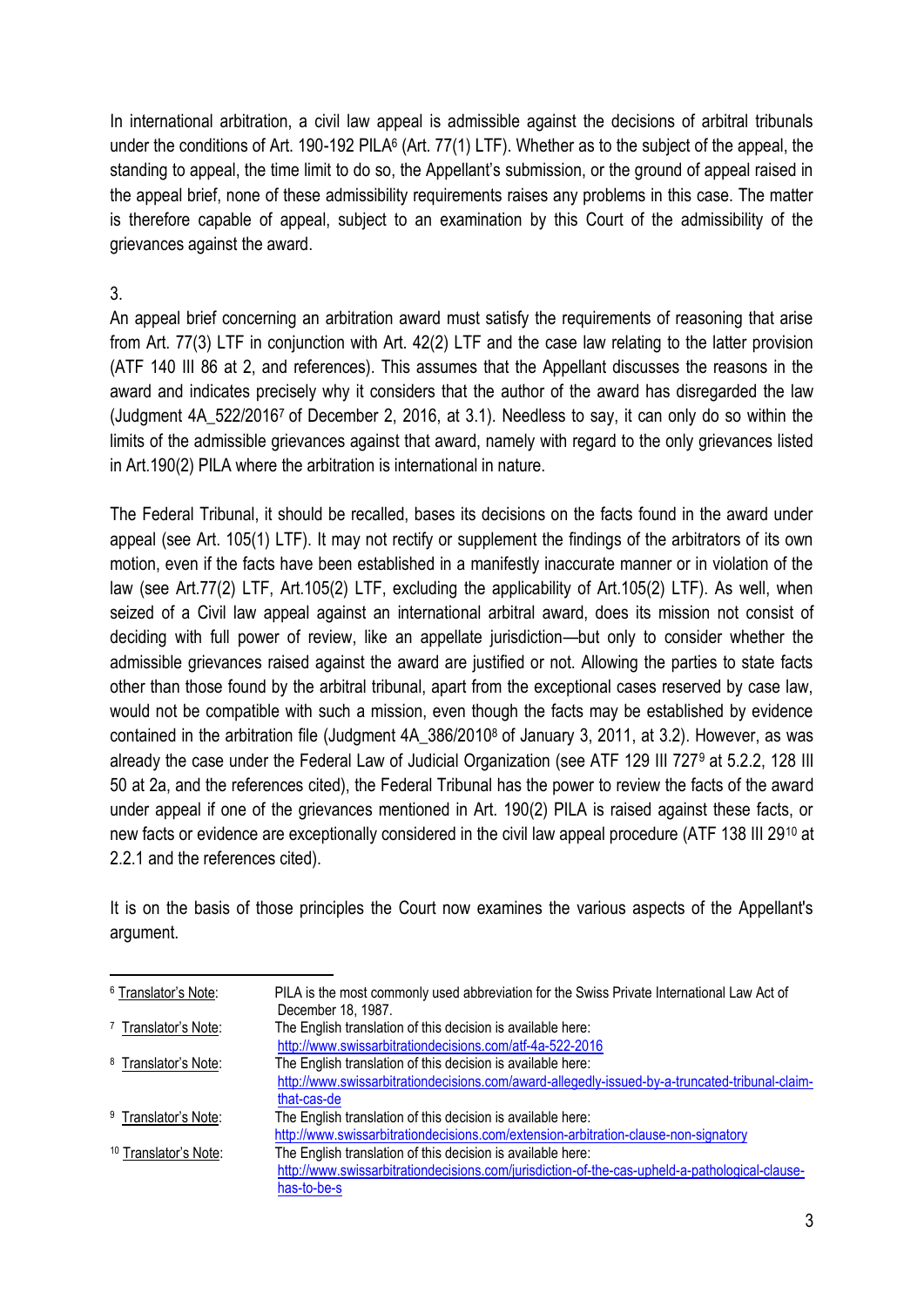In international arbitration, a civil law appeal is admissible against the decisions of arbitral tribunals under the conditions of Art. 190-192 PILA[6] (Art. 77(1) LTF). Whether as to the subject of the appeal, the standing to appeal, the time limit to do so, the Appellant's submission, or the ground of appeal raised in the appeal brief, none of these admissibility requirements raises any problems in this case. The matter is therefore capable of appeal, subject to an examination by this Court of the admissibility of the grievances against the award.

3.

An appeal brief concerning an arbitration award must satisfy the requirements of reasoning that arise from Art. 77(3) LTF in conjunction with Art. 42(2) LTF and the case law relating to the latter provision (ATF 140 III 86 at 2, and references). This assumes that the Appellant discusses the reasons in the award and indicates precisely why it considers that the author of the award has disregarded the law (Judgment 4A_522/2016[7] of December 2, 2016, at 3.1). Needless to say, it can only do so within the limits of the admissible grievances against that award, namely with regard to the only grievances listed in Art.190(2) PILA where the arbitration is international in nature.

The Federal Tribunal, it should be recalled, bases its decisions on the facts found in the award under appeal (see Art. 105(1) LTF). It may not rectify or supplement the findings of the arbitrators of its own motion, even if the facts have been established in a manifestly inaccurate manner or in violation of the law (see Art.77(2) LTF, Art.105(2) LTF, excluding the applicability of Art.105(2) LTF). As well, when seized of a Civil law appeal against an international arbitral award, does its mission not consist of deciding with full power of review, like an appellate jurisdiction—but only to consider whether the admissible grievances raised against the award are justified or not. Allowing the parties to state facts other than those found by the arbitral tribunal, apart from the exceptional cases reserved by case law, would not be compatible with such a mission, even though the facts may be established by evidence contained in the arbitration file (Judgment 4A_386/2010[8] of January 3, 2011, at 3.2). However, as was already the case under the Federal Law of Judicial Organization (see ATF 129 III 727[9] at 5.2.2, 128 III 50 at 2a, and the references cited), the Federal Tribunal has the power to review the facts of the award under appeal if one of the grievances mentioned in Art. 190(2) PILA is raised against these facts, or new facts or evidence are exceptionally considered in the civil law appeal procedure (ATF 138 III 29[10] at 2.2.1 and the references cited).

It is on the basis of those principles the Court now examines the various aspects of the Appellant's argument.

---

[6] Translator's Note: PILA is the most commonly used abbreviation for the Swiss Private International Law Act of December 18, 1987.

[7] Translator's Note: The English translation of this decision is available here: http://www.swissarbitrationdecisions.com/atf-4a-522-2016

[8] Translator's Note: The English translation of this decision is available here: http://www.swissarbitrationdecisions.com/award-allegedly-issued-by-a-truncated-tribunal-claim-that-cas-de

[9] Translator's Note: The English translation of this decision is available here: http://www.swissarbitrationdecisions.com/extension-arbitration-clause-non-signatory

[10] Translator's Note: The English translation of this decision is available here: http://www.swissarbitrationdecisions.com/jurisdiction-of-the-cas-upheld-a-pathological-clause-has-to-be-s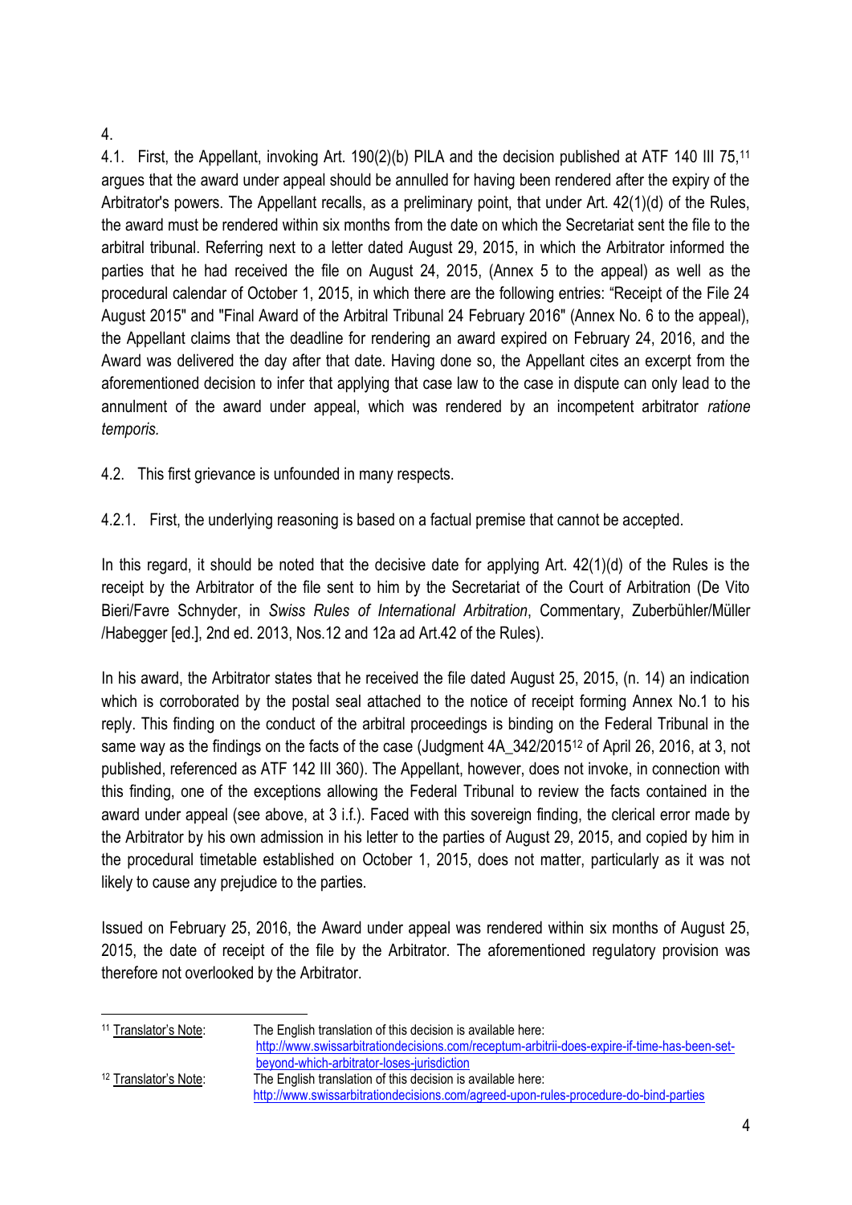4.

4.1. First, the Appellant, invoking Art. 190(2)(b) PILA and the decision published at ATF 140 III 75,[11] argues that the award under appeal should be annulled for having been rendered after the expiry of the Arbitrator's powers. The Appellant recalls, as a preliminary point, that under Art. 42(1)(d) of the Rules, the award must be rendered within six months from the date on which the Secretariat sent the file to the arbitral tribunal. Referring next to a letter dated August 29, 2015, in which the Arbitrator informed the parties that he had received the file on August 24, 2015, (Annex 5 to the appeal) as well as the procedural calendar of October 1, 2015, in which there are the following entries: "Receipt of the File 24 August 2015" and "Final Award of the Arbitral Tribunal 24 February 2016" (Annex No. 6 to the appeal), the Appellant claims that the deadline for rendering an award expired on February 24, 2016, and the Award was delivered the day after that date. Having done so, the Appellant cites an excerpt from the aforementioned decision to infer that applying that case law to the case in dispute can only lead to the annulment of the award under appeal, which was rendered by an incompetent arbitrator *ratione temporis.*

4.2. This first grievance is unfounded in many respects.

4.2.1. First, the underlying reasoning is based on a factual premise that cannot be accepted.

In this regard, it should be noted that the decisive date for applying Art. 42(1)(d) of the Rules is the receipt by the Arbitrator of the file sent to him by the Secretariat of the Court of Arbitration (De Vito Bieri/Favre Schnyder, in *Swiss Rules of International Arbitration*, Commentary, Zuberbühler/Müller /Habegger [ed.], 2nd ed. 2013, Nos.12 and 12a ad Art.42 of the Rules).

In his award, the Arbitrator states that he received the file dated August 25, 2015, (n. 14) an indication which is corroborated by the postal seal attached to the notice of receipt forming Annex No.1 to his reply. This finding on the conduct of the arbitral proceedings is binding on the Federal Tribunal in the same way as the findings on the facts of the case (Judgment 4A_342/2015[12] of April 26, 2016, at 3, not published, referenced as ATF 142 III 360). The Appellant, however, does not invoke, in connection with this finding, one of the exceptions allowing the Federal Tribunal to review the facts contained in the award under appeal (see above, at 3 i.f.). Faced with this sovereign finding, the clerical error made by the Arbitrator by his own admission in his letter to the parties of August 29, 2015, and copied by him in the procedural timetable established on October 1, 2015, does not matter, particularly as it was not likely to cause any prejudice to the parties.

Issued on February 25, 2016, the Award under appeal was rendered within six months of August 25, 2015, the date of receipt of the file by the Arbitrator. The aforementioned regulatory provision was therefore not overlooked by the Arbitrator.

---

[11] Translator's Note: The English translation of this decision is available here: http://www.swissarbitrationdecisions.com/receptum-arbitrii-does-expire-if-time-has-been-set-beyond-which-arbitrator-loses-jurisdiction

[12] Translator's Note: The English translation of this decision is available here: http://www.swissarbitrationdecisions.com/agreed-upon-rules-procedure-do-bind-parties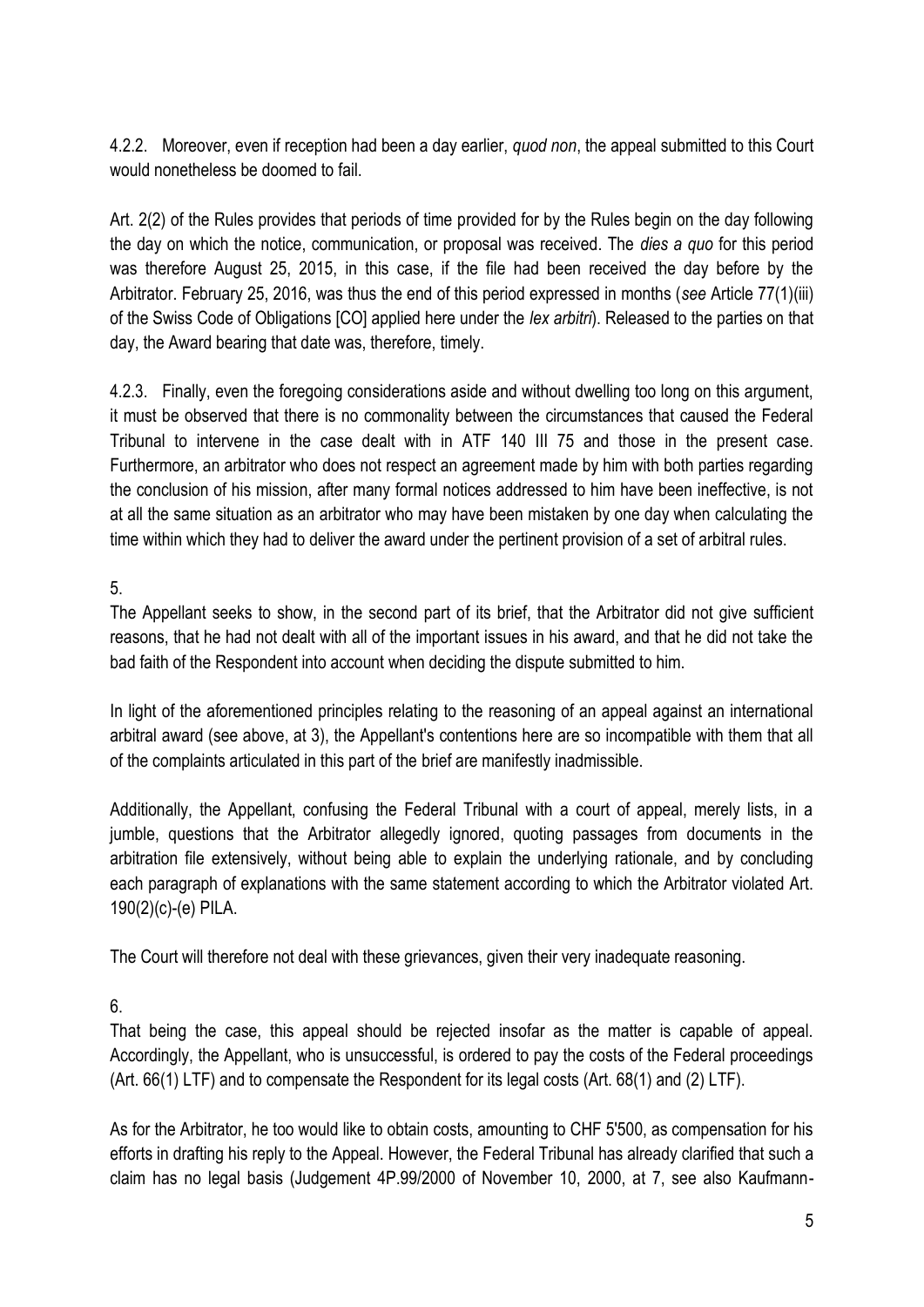4.2.2. Moreover, even if reception had been a day earlier, *quod non*, the appeal submitted to this Court would nonetheless be doomed to fail.

Art. 2(2) of the Rules provides that periods of time provided for by the Rules begin on the day following the day on which the notice, communication, or proposal was received. The *dies a quo* for this period was therefore August 25, 2015, in this case, if the file had been received the day before by the Arbitrator. February 25, 2016, was thus the end of this period expressed in months (*see* Article 77(1)(iii) of the Swiss Code of Obligations [CO] applied here under the *lex arbitri*). Released to the parties on that day, the Award bearing that date was, therefore, timely.

4.2.3. Finally, even the foregoing considerations aside and without dwelling too long on this argument, it must be observed that there is no commonality between the circumstances that caused the Federal Tribunal to intervene in the case dealt with in ATF 140 III 75 and those in the present case. Furthermore, an arbitrator who does not respect an agreement made by him with both parties regarding the conclusion of his mission, after many formal notices addressed to him have been ineffective, is not at all the same situation as an arbitrator who may have been mistaken by one day when calculating the time within which they had to deliver the award under the pertinent provision of a set of arbitral rules.

5.

The Appellant seeks to show, in the second part of its brief, that the Arbitrator did not give sufficient reasons, that he had not dealt with all of the important issues in his award, and that he did not take the bad faith of the Respondent into account when deciding the dispute submitted to him.

In light of the aforementioned principles relating to the reasoning of an appeal against an international arbitral award (see above, at 3), the Appellant's contentions here are so incompatible with them that all of the complaints articulated in this part of the brief are manifestly inadmissible.

Additionally, the Appellant, confusing the Federal Tribunal with a court of appeal, merely lists, in a jumble, questions that the Arbitrator allegedly ignored, quoting passages from documents in the arbitration file extensively, without being able to explain the underlying rationale, and by concluding each paragraph of explanations with the same statement according to which the Arbitrator violated Art. 190(2)(c)-(e) PILA.

The Court will therefore not deal with these grievances, given their very inadequate reasoning.

6.

That being the case, this appeal should be rejected insofar as the matter is capable of appeal. Accordingly, the Appellant, who is unsuccessful, is ordered to pay the costs of the Federal proceedings (Art. 66(1) LTF) and to compensate the Respondent for its legal costs (Art. 68(1) and (2) LTF).

As for the Arbitrator, he too would like to obtain costs, amounting to CHF 5'500, as compensation for his efforts in drafting his reply to the Appeal. However, the Federal Tribunal has already clarified that such a claim has no legal basis (Judgement 4P.99/2000 of November 10, 2000, at 7, see also Kaufmann-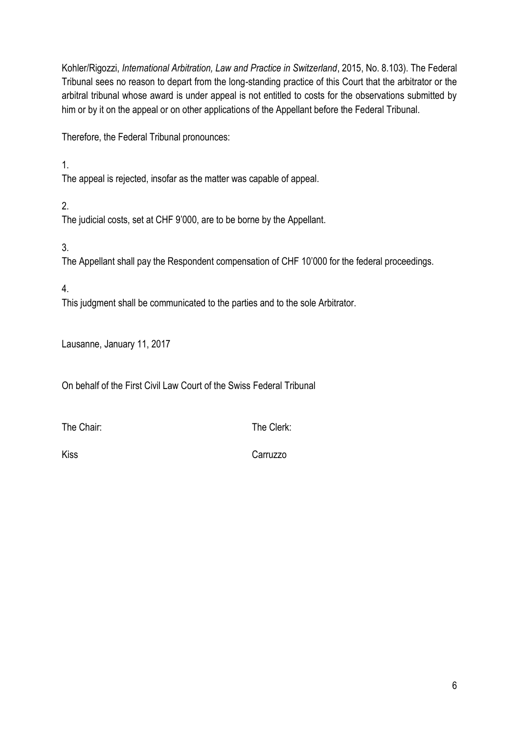Kohler/Rigozzi, *International Arbitration, Law and Practice in Switzerland*, 2015, No. 8.103). The Federal Tribunal sees no reason to depart from the long-standing practice of this Court that the arbitrator or the arbitral tribunal whose award is under appeal is not entitled to costs for the observations submitted by him or by it on the appeal or on other applications of the Appellant before the Federal Tribunal.

Therefore, the Federal Tribunal pronounces:

1.
The appeal is rejected, insofar as the matter was capable of appeal.

2.
The judicial costs, set at CHF 9'000, are to be borne by the Appellant.

3.
The Appellant shall pay the Respondent compensation of CHF 10'000 for the federal proceedings.

4.
This judgment shall be communicated to the parties and to the sole Arbitrator.

Lausanne, January 11, 2017

On behalf of the First Civil Law Court of the Swiss Federal Tribunal

The Chair: Kiss

The Clerk: Carruzzo